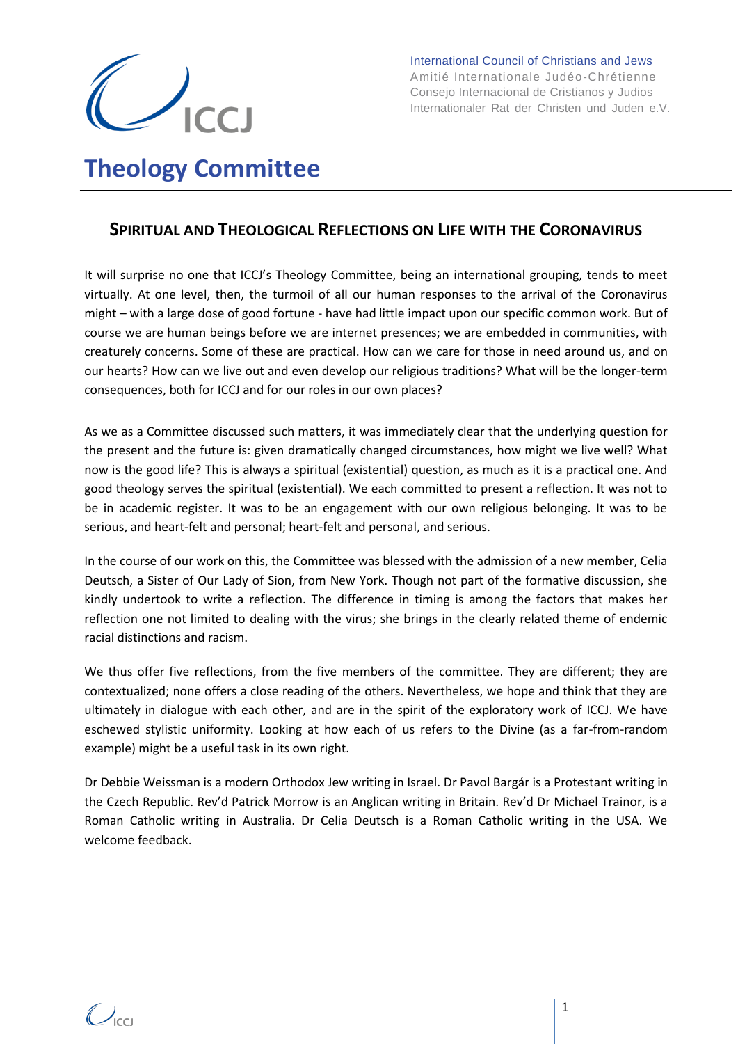International Council of Christians and Jews
Amitié Internationale Judéo-Chrétienne
Consejo Internacional de Cristianos y Judios
Internationaler Rat der Christen und Juden e.V.

# Theology Committee

## SPIRITUAL AND THEOLOGICAL REFLECTIONS ON LIFE WITH THE CORONAVIRUS

It will surprise no one that ICCJ's Theology Committee, being an international grouping, tends to meet virtually. At one level, then, the turmoil of all our human responses to the arrival of the Coronavirus might – with a large dose of good fortune - have had little impact upon our specific common work. But of course we are human beings before we are internet presences; we are embedded in communities, with creaturely concerns. Some of these are practical. How can we care for those in need around us, and on our hearts? How can we live out and even develop our religious traditions? What will be the longer-term consequences, both for ICCJ and for our roles in our own places?

As we as a Committee discussed such matters, it was immediately clear that the underlying question for the present and the future is: given dramatically changed circumstances, how might we live well? What now is the good life? This is always a spiritual (existential) question, as much as it is a practical one. And good theology serves the spiritual (existential). We each committed to present a reflection. It was not to be in academic register. It was to be an engagement with our own religious belonging. It was to be serious, and heart-felt and personal; heart-felt and personal, and serious.

In the course of our work on this, the Committee was blessed with the admission of a new member, Celia Deutsch, a Sister of Our Lady of Sion, from New York. Though not part of the formative discussion, she kindly undertook to write a reflection. The difference in timing is among the factors that makes her reflection one not limited to dealing with the virus; she brings in the clearly related theme of endemic racial distinctions and racism.

We thus offer five reflections, from the five members of the committee. They are different; they are contextualized; none offers a close reading of the others. Nevertheless, we hope and think that they are ultimately in dialogue with each other, and are in the spirit of the exploratory work of ICCJ. We have eschewed stylistic uniformity. Looking at how each of us refers to the Divine (as a far-from-random example) might be a useful task in its own right.

Dr Debbie Weissman is a modern Orthodox Jew writing in Israel. Dr Pavol Bargár is a Protestant writing in the Czech Republic. Rev'd Patrick Morrow is an Anglican writing in Britain. Rev'd Dr Michael Trainor, is a Roman Catholic writing in Australia. Dr Celia Deutsch is a Roman Catholic writing in the USA. We welcome feedback.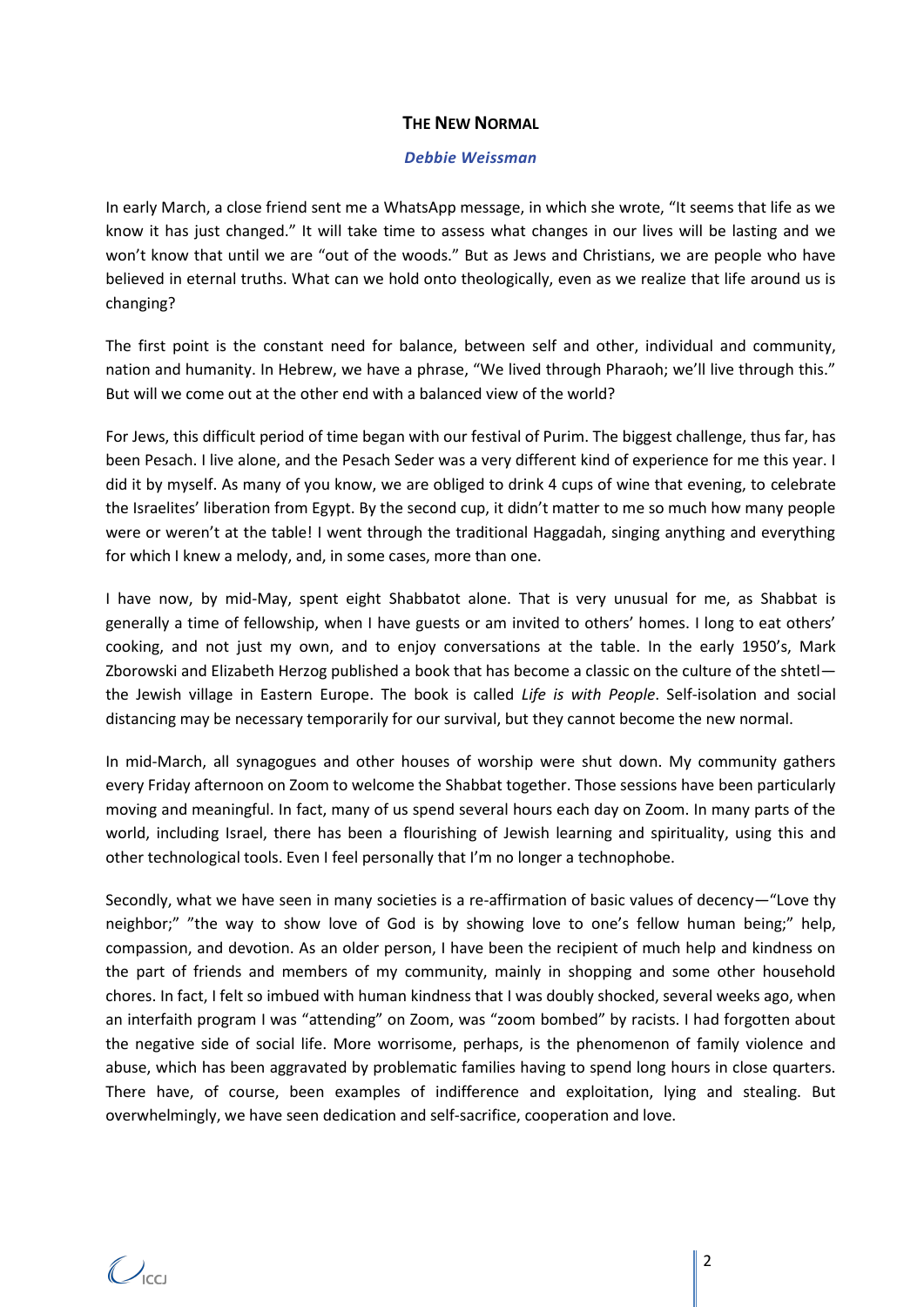## The New Normal

***Debbie Weissman***

In early March, a close friend sent me a WhatsApp message, in which she wrote, "It seems that life as we know it has just changed." It will take time to assess what changes in our lives will be lasting and we won't know that until we are "out of the woods." But as Jews and Christians, we are people who have believed in eternal truths. What can we hold onto theologically, even as we realize that life around us is changing?

The first point is the constant need for balance, between self and other, individual and community, nation and humanity. In Hebrew, we have a phrase, "We lived through Pharaoh; we'll live through this." But will we come out at the other end with a balanced view of the world?

For Jews, this difficult period of time began with our festival of Purim. The biggest challenge, thus far, has been Pesach. I live alone, and the Pesach Seder was a very different kind of experience for me this year. I did it by myself. As many of you know, we are obliged to drink 4 cups of wine that evening, to celebrate the Israelites' liberation from Egypt. By the second cup, it didn't matter to me so much how many people were or weren't at the table! I went through the traditional Haggadah, singing anything and everything for which I knew a melody, and, in some cases, more than one.

I have now, by mid-May, spent eight Shabbatot alone. That is very unusual for me, as Shabbat is generally a time of fellowship, when I have guests or am invited to others' homes. I long to eat others' cooking, and not just my own, and to enjoy conversations at the table. In the early 1950's, Mark Zborowski and Elizabeth Herzog published a book that has become a classic on the culture of the shtetl—the Jewish village in Eastern Europe. The book is called *Life is with People*. Self-isolation and social distancing may be necessary temporarily for our survival, but they cannot become the new normal.

In mid-March, all synagogues and other houses of worship were shut down. My community gathers every Friday afternoon on Zoom to welcome the Shabbat together. Those sessions have been particularly moving and meaningful. In fact, many of us spend several hours each day on Zoom. In many parts of the world, including Israel, there has been a flourishing of Jewish learning and spirituality, using this and other technological tools. Even I feel personally that I'm no longer a technophobe.

Secondly, what we have seen in many societies is a re-affirmation of basic values of decency—"Love thy neighbor;" "the way to show love of God is by showing love to one's fellow human being;" help, compassion, and devotion. As an older person, I have been the recipient of much help and kindness on the part of friends and members of my community, mainly in shopping and some other household chores. In fact, I felt so imbued with human kindness that I was doubly shocked, several weeks ago, when an interfaith program I was "attending" on Zoom, was "zoom bombed" by racists. I had forgotten about the negative side of social life. More worrisome, perhaps, is the phenomenon of family violence and abuse, which has been aggravated by problematic families having to spend long hours in close quarters. There have, of course, been examples of indifference and exploitation, lying and stealing. But overwhelmingly, we have seen dedication and self-sacrifice, cooperation and love.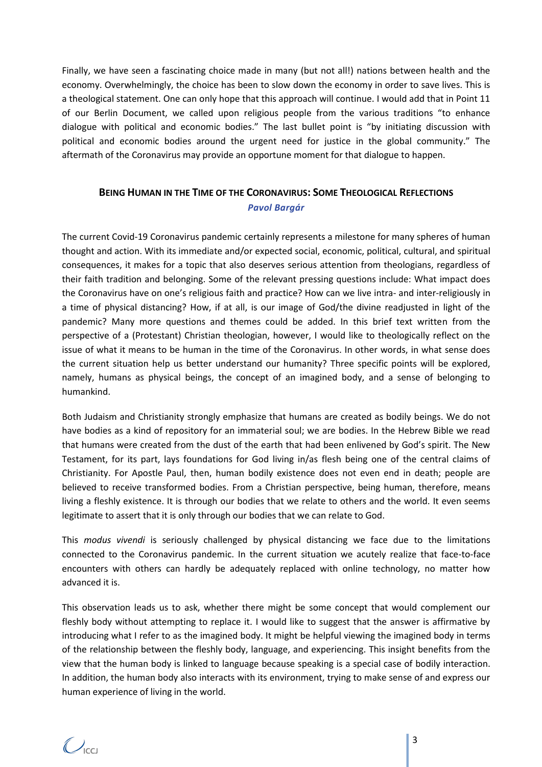Finally, we have seen a fascinating choice made in many (but not all!) nations between health and the economy. Overwhelmingly, the choice has been to slow down the economy in order to save lives. This is a theological statement. One can only hope that this approach will continue. I would add that in Point 11 of our Berlin Document, we called upon religious people from the various traditions "to enhance dialogue with political and economic bodies." The last bullet point is "by initiating discussion with political and economic bodies around the urgent need for justice in the global community." The aftermath of the Coronavirus may provide an opportune moment for that dialogue to happen.

## Being Human in the Time of the Coronavirus: Some Theological Reflections

***Pavol Bargár***

The current Covid-19 Coronavirus pandemic certainly represents a milestone for many spheres of human thought and action. With its immediate and/or expected social, economic, political, cultural, and spiritual consequences, it makes for a topic that also deserves serious attention from theologians, regardless of their faith tradition and belonging. Some of the relevant pressing questions include: What impact does the Coronavirus have on one's religious faith and practice? How can we live intra- and inter-religiously in a time of physical distancing? How, if at all, is our image of God/the divine readjusted in light of the pandemic? Many more questions and themes could be added. In this brief text written from the perspective of a (Protestant) Christian theologian, however, I would like to theologically reflect on the issue of what it means to be human in the time of the Coronavirus. In other words, in what sense does the current situation help us better understand our humanity? Three specific points will be explored, namely, humans as physical beings, the concept of an imagined body, and a sense of belonging to humankind.

Both Judaism and Christianity strongly emphasize that humans are created as bodily beings. We do not have bodies as a kind of repository for an immaterial soul; we are bodies. In the Hebrew Bible we read that humans were created from the dust of the earth that had been enlivened by God's spirit. The New Testament, for its part, lays foundations for God living in/as flesh being one of the central claims of Christianity. For Apostle Paul, then, human bodily existence does not even end in death; people are believed to receive transformed bodies. From a Christian perspective, being human, therefore, means living a fleshly existence. It is through our bodies that we relate to others and the world. It even seems legitimate to assert that it is only through our bodies that we can relate to God.

This *modus vivendi* is seriously challenged by physical distancing we face due to the limitations connected to the Coronavirus pandemic. In the current situation we acutely realize that face-to-face encounters with others can hardly be adequately replaced with online technology, no matter how advanced it is.

This observation leads us to ask, whether there might be some concept that would complement our fleshly body without attempting to replace it. I would like to suggest that the answer is affirmative by introducing what I refer to as the imagined body. It might be helpful viewing the imagined body in terms of the relationship between the fleshly body, language, and experiencing. This insight benefits from the view that the human body is linked to language because speaking is a special case of bodily interaction. In addition, the human body also interacts with its environment, trying to make sense of and express our human experience of living in the world.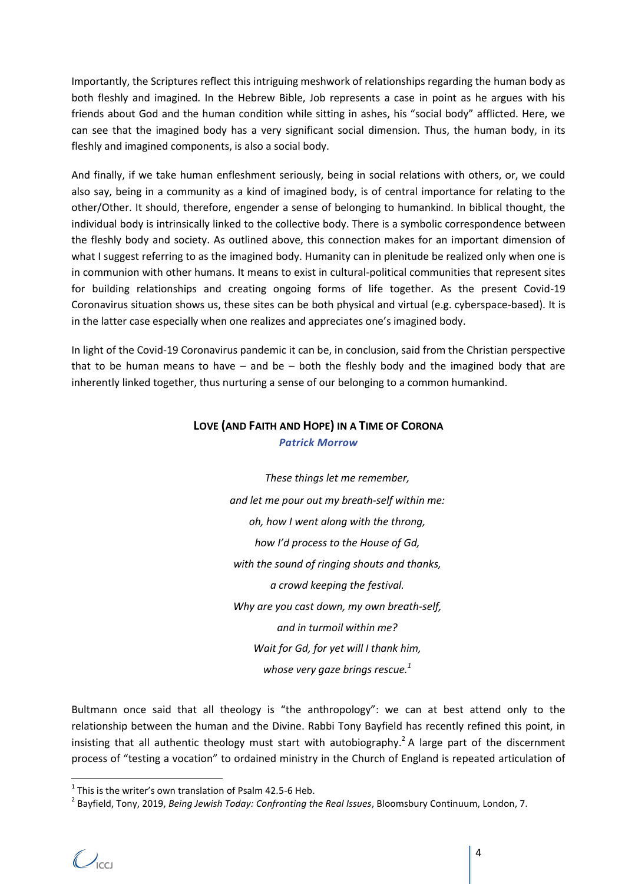Importantly, the Scriptures reflect this intriguing meshwork of relationships regarding the human body as both fleshly and imagined. In the Hebrew Bible, Job represents a case in point as he argues with his friends about God and the human condition while sitting in ashes, his "social body" afflicted. Here, we can see that the imagined body has a very significant social dimension. Thus, the human body, in its fleshly and imagined components, is also a social body.

And finally, if we take human enfleshment seriously, being in social relations with others, or, we could also say, being in a community as a kind of imagined body, is of central importance for relating to the other/Other. It should, therefore, engender a sense of belonging to humankind. In biblical thought, the individual body is intrinsically linked to the collective body. There is a symbolic correspondence between the fleshly body and society. As outlined above, this connection makes for an important dimension of what I suggest referring to as the imagined body. Humanity can in plenitude be realized only when one is in communion with other humans. It means to exist in cultural-political communities that represent sites for building relationships and creating ongoing forms of life together. As the present Covid-19 Coronavirus situation shows us, these sites can be both physical and virtual (e.g. cyberspace-based). It is in the latter case especially when one realizes and appreciates one's imagined body.

In light of the Covid-19 Coronavirus pandemic it can be, in conclusion, said from the Christian perspective that to be human means to have – and be – both the fleshly body and the imagined body that are inherently linked together, thus nurturing a sense of our belonging to a common humankind.

## LOVE (AND FAITH AND HOPE) IN A TIME OF CORONA

***Patrick Morrow***

*These things let me remember,*
*and let me pour out my breath-self within me:*
*oh, how I went along with the throng,*
*how I'd process to the House of Gd,*
*with the sound of ringing shouts and thanks,*
*a crowd keeping the festival.*
*Why are you cast down, my own breath-self,*
*and in turmoil within me?*
*Wait for Gd, for yet will I thank him,*
*whose very gaze brings rescue.*[1]

Bultmann once said that all theology is "the anthropology": we can at best attend only to the relationship between the human and the Divine. Rabbi Tony Bayfield has recently refined this point, in insisting that all authentic theology must start with autobiography.[2] A large part of the discernment process of "testing a vocation" to ordained ministry in the Church of England is repeated articulation of

---

[1] This is the writer's own translation of Psalm 42.5-6 Heb.

[2] Bayfield, Tony, 2019, *Being Jewish Today: Confronting the Real Issues*, Bloomsbury Continuum, London, 7.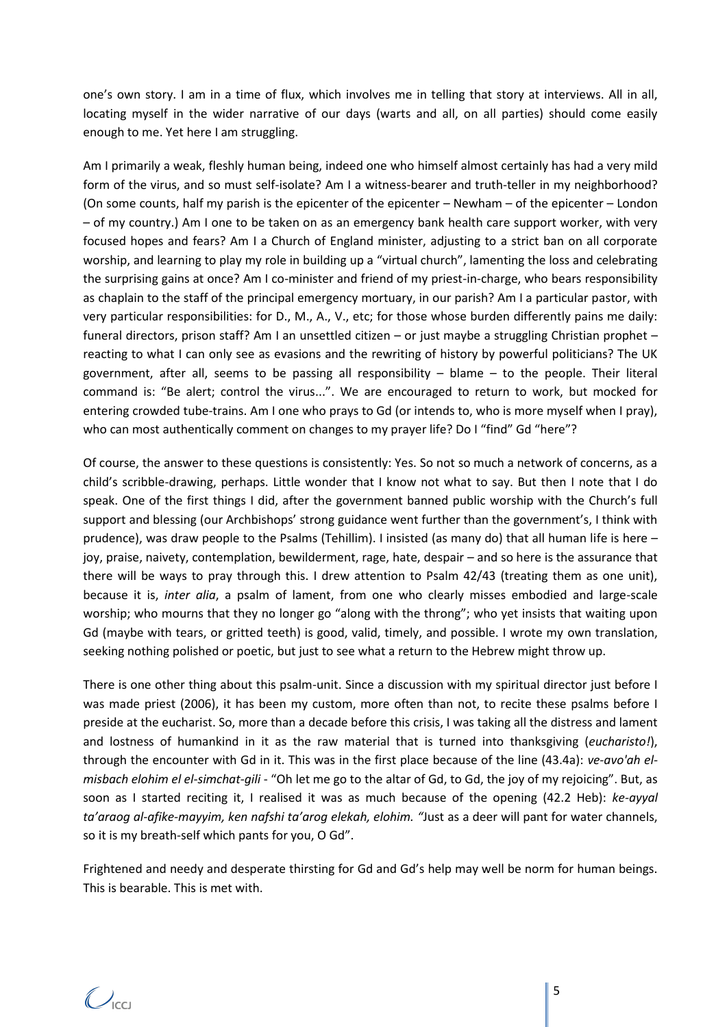one's own story. I am in a time of flux, which involves me in telling that story at interviews. All in all, locating myself in the wider narrative of our days (warts and all, on all parties) should come easily enough to me. Yet here I am struggling.

Am I primarily a weak, fleshly human being, indeed one who himself almost certainly has had a very mild form of the virus, and so must self-isolate? Am I a witness-bearer and truth-teller in my neighborhood? (On some counts, half my parish is the epicenter of the epicenter – Newham – of the epicenter – London – of my country.) Am I one to be taken on as an emergency bank health care support worker, with very focused hopes and fears? Am I a Church of England minister, adjusting to a strict ban on all corporate worship, and learning to play my role in building up a "virtual church", lamenting the loss and celebrating the surprising gains at once? Am I co-minister and friend of my priest-in-charge, who bears responsibility as chaplain to the staff of the principal emergency mortuary, in our parish? Am I a particular pastor, with very particular responsibilities: for D., M., A., V., etc; for those whose burden differently pains me daily: funeral directors, prison staff? Am I an unsettled citizen – or just maybe a struggling Christian prophet – reacting to what I can only see as evasions and the rewriting of history by powerful politicians? The UK government, after all, seems to be passing all responsibility – blame – to the people. Their literal command is: "Be alert; control the virus...". We are encouraged to return to work, but mocked for entering crowded tube-trains. Am I one who prays to Gd (or intends to, who is more myself when I pray), who can most authentically comment on changes to my prayer life? Do I "find" Gd "here"?

Of course, the answer to these questions is consistently: Yes. So not so much a network of concerns, as a child's scribble-drawing, perhaps. Little wonder that I know not what to say. But then I note that I do speak. One of the first things I did, after the government banned public worship with the Church's full support and blessing (our Archbishops' strong guidance went further than the government's, I think with prudence), was draw people to the Psalms (Tehillim). I insisted (as many do) that all human life is here – joy, praise, naivety, contemplation, bewilderment, rage, hate, despair – and so here is the assurance that there will be ways to pray through this. I drew attention to Psalm 42/43 (treating them as one unit), because it is, *inter alia*, a psalm of lament, from one who clearly misses embodied and large-scale worship; who mourns that they no longer go "along with the throng"; who yet insists that waiting upon Gd (maybe with tears, or gritted teeth) is good, valid, timely, and possible. I wrote my own translation, seeking nothing polished or poetic, but just to see what a return to the Hebrew might throw up.

There is one other thing about this psalm-unit. Since a discussion with my spiritual director just before I was made priest (2006), it has been my custom, more often than not, to recite these psalms before I preside at the eucharist. So, more than a decade before this crisis, I was taking all the distress and lament and lostness of humankind in it as the raw material that is turned into thanksgiving (*eucharisto!*), through the encounter with Gd in it. This was in the first place because of the line (43.4a): *ve-avo'ah el-misbach elohim el el-simchat-gili* - "Oh let me go to the altar of Gd, to Gd, the joy of my rejoicing". But, as soon as I started reciting it, I realised it was as much because of the opening (42.2 Heb): *ke-ayyal ta'araog al-afike-mayyim, ken nafshi ta'arog elekah, elohim.* "Just as a deer will pant for water channels, so it is my breath-self which pants for you, O Gd".

Frightened and needy and desperate thirsting for Gd and Gd's help may well be norm for human beings. This is bearable. This is met with.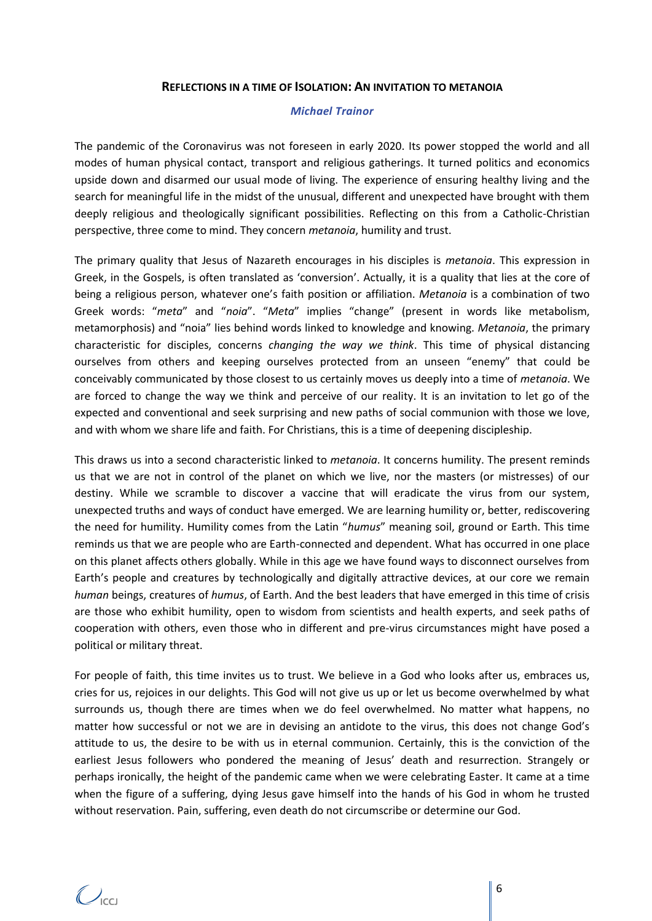## REFLECTIONS IN A TIME OF ISOLATION: AN INVITATION TO METANOIA

***Michael Trainor***

The pandemic of the Coronavirus was not foreseen in early 2020. Its power stopped the world and all modes of human physical contact, transport and religious gatherings. It turned politics and economics upside down and disarmed our usual mode of living. The experience of ensuring healthy living and the search for meaningful life in the midst of the unusual, different and unexpected have brought with them deeply religious and theologically significant possibilities. Reflecting on this from a Catholic-Christian perspective, three come to mind. They concern *metanoia*, humility and trust.

The primary quality that Jesus of Nazareth encourages in his disciples is *metanoia*. This expression in Greek, in the Gospels, is often translated as 'conversion'. Actually, it is a quality that lies at the core of being a religious person, whatever one's faith position or affiliation. *Metanoia* is a combination of two Greek words: "*meta*" and "*noia*". "*Meta*" implies "change" (present in words like metabolism, metamorphosis) and "noia" lies behind words linked to knowledge and knowing. *Metanoia*, the primary characteristic for disciples, concerns *changing the way we think*. This time of physical distancing ourselves from others and keeping ourselves protected from an unseen "enemy" that could be conceivably communicated by those closest to us certainly moves us deeply into a time of *metanoia*. We are forced to change the way we think and perceive of our reality. It is an invitation to let go of the expected and conventional and seek surprising and new paths of social communion with those we love, and with whom we share life and faith. For Christians, this is a time of deepening discipleship.

This draws us into a second characteristic linked to *metanoia*. It concerns humility. The present reminds us that we are not in control of the planet on which we live, nor the masters (or mistresses) of our destiny. While we scramble to discover a vaccine that will eradicate the virus from our system, unexpected truths and ways of conduct have emerged. We are learning humility or, better, rediscovering the need for humility. Humility comes from the Latin "*humus*" meaning soil, ground or Earth. This time reminds us that we are people who are Earth-connected and dependent. What has occurred in one place on this planet affects others globally. While in this age we have found ways to disconnect ourselves from Earth's people and creatures by technologically and digitally attractive devices, at our core we remain *human* beings, creatures of *humus*, of Earth. And the best leaders that have emerged in this time of crisis are those who exhibit humility, open to wisdom from scientists and health experts, and seek paths of cooperation with others, even those who in different and pre-virus circumstances might have posed a political or military threat.

For people of faith, this time invites us to trust. We believe in a God who looks after us, embraces us, cries for us, rejoices in our delights. This God will not give us up or let us become overwhelmed by what surrounds us, though there are times when we do feel overwhelmed. No matter what happens, no matter how successful or not we are in devising an antidote to the virus, this does not change God's attitude to us, the desire to be with us in eternal communion. Certainly, this is the conviction of the earliest Jesus followers who pondered the meaning of Jesus' death and resurrection. Strangely or perhaps ironically, the height of the pandemic came when we were celebrating Easter. It came at a time when the figure of a suffering, dying Jesus gave himself into the hands of his God in whom he trusted without reservation. Pain, suffering, even death do not circumscribe or determine our God.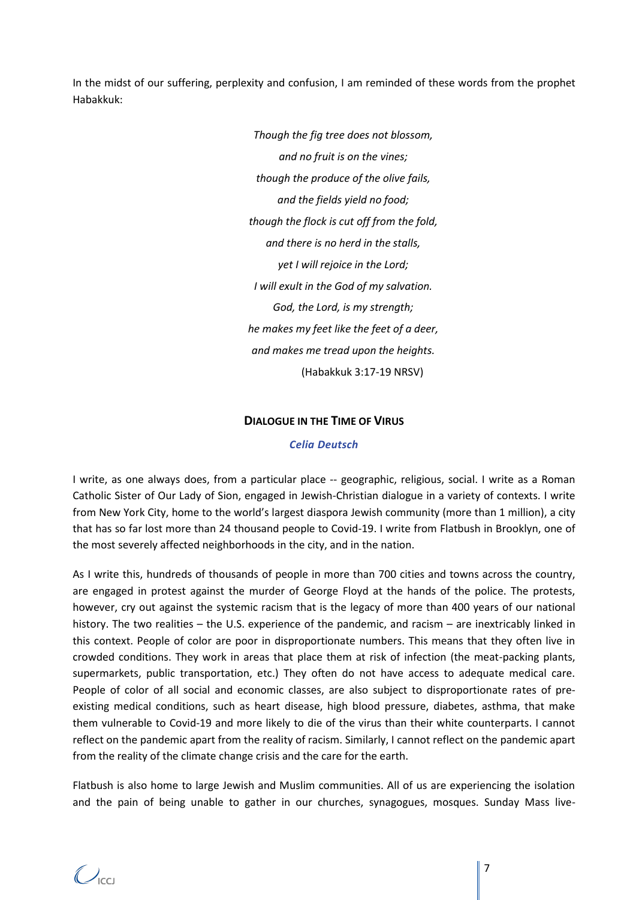In the midst of our suffering, perplexity and confusion, I am reminded of these words from the prophet Habakkuk:

*Though the fig tree does not blossom,*
*and no fruit is on the vines;*
*though the produce of the olive fails,*
*and the fields yield no food;*
*though the flock is cut off from the fold,*
*and there is no herd in the stalls,*
*yet I will rejoice in the Lord;*
*I will exult in the God of my salvation.*
*God, the Lord, is my strength;*
*he makes my feet like the feet of a deer,*
*and makes me tread upon the heights.*
(Habakkuk 3:17-19 NRSV)

## DIALOGUE IN THE TIME OF VIRUS

***Celia Deutsch***

I write, as one always does, from a particular place -- geographic, religious, social. I write as a Roman Catholic Sister of Our Lady of Sion, engaged in Jewish-Christian dialogue in a variety of contexts. I write from New York City, home to the world's largest diaspora Jewish community (more than 1 million), a city that has so far lost more than 24 thousand people to Covid-19. I write from Flatbush in Brooklyn, one of the most severely affected neighborhoods in the city, and in the nation.

As I write this, hundreds of thousands of people in more than 700 cities and towns across the country, are engaged in protest against the murder of George Floyd at the hands of the police. The protests, however, cry out against the systemic racism that is the legacy of more than 400 years of our national history. The two realities – the U.S. experience of the pandemic, and racism – are inextricably linked in this context. People of color are poor in disproportionate numbers. This means that they often live in crowded conditions. They work in areas that place them at risk of infection (the meat-packing plants, supermarkets, public transportation, etc.) They often do not have access to adequate medical care. People of color of all social and economic classes, are also subject to disproportionate rates of pre-existing medical conditions, such as heart disease, high blood pressure, diabetes, asthma, that make them vulnerable to Covid-19 and more likely to die of the virus than their white counterparts. I cannot reflect on the pandemic apart from the reality of racism. Similarly, I cannot reflect on the pandemic apart from the reality of the climate change crisis and the care for the earth.

Flatbush is also home to large Jewish and Muslim communities. All of us are experiencing the isolation and the pain of being unable to gather in our churches, synagogues, mosques. Sunday Mass live-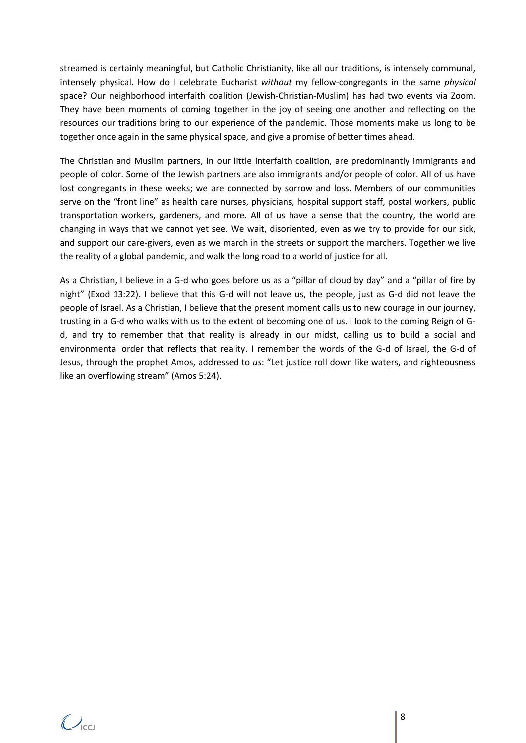streamed is certainly meaningful, but Catholic Christianity, like all our traditions, is intensely communal, intensely physical. How do I celebrate Eucharist *without* my fellow-congregants in the same *physical* space? Our neighborhood interfaith coalition (Jewish-Christian-Muslim) has had two events via Zoom. They have been moments of coming together in the joy of seeing one another and reflecting on the resources our traditions bring to our experience of the pandemic. Those moments make us long to be together once again in the same physical space, and give a promise of better times ahead.

The Christian and Muslim partners, in our little interfaith coalition, are predominantly immigrants and people of color. Some of the Jewish partners are also immigrants and/or people of color. All of us have lost congregants in these weeks; we are connected by sorrow and loss. Members of our communities serve on the "front line" as health care nurses, physicians, hospital support staff, postal workers, public transportation workers, gardeners, and more. All of us have a sense that the country, the world are changing in ways that we cannot yet see. We wait, disoriented, even as we try to provide for our sick, and support our care-givers, even as we march in the streets or support the marchers. Together we live the reality of a global pandemic, and walk the long road to a world of justice for all.

As a Christian, I believe in a G-d who goes before us as a "pillar of cloud by day" and a "pillar of fire by night" (Exod 13:22). I believe that this G-d will not leave us, the people, just as G-d did not leave the people of Israel. As a Christian, I believe that the present moment calls us to new courage in our journey, trusting in a G-d who walks with us to the extent of becoming one of us. I look to the coming Reign of G-d, and try to remember that that reality is already in our midst, calling us to build a social and environmental order that reflects that reality. I remember the words of the G-d of Israel, the G-d of Jesus, through the prophet Amos, addressed to *us*: "Let justice roll down like waters, and righteousness like an overflowing stream" (Amos 5:24).